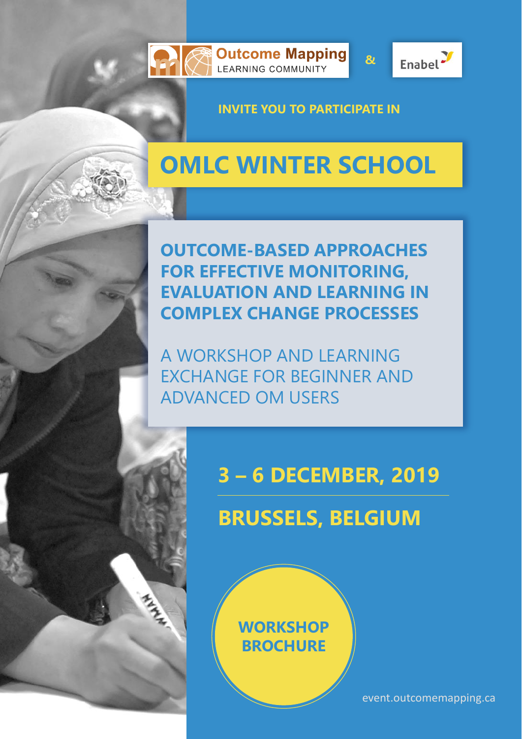Outcome Mapping LEARNING COMMUNITY & Enabel

**INVITE YOU TO PARTICIPATE IN**

# OMLC WINTER SCHOOL

## OUTCOME-BASED APPROACHES FOR EFFECTIVE MONITORING, EVALUATION AND LEARNING IN COMPLEX CHANGE PROCESSES

A WORKSHOP AND LEARNING EXCHANGE FOR BEGINNER AND ADVANCED OM USERS

## 3 – 6 DECEMBER, 2019

## BRUSSELS, BELGIUM

**WORKSHOP BROCHURE**

event.outcomemapping.ca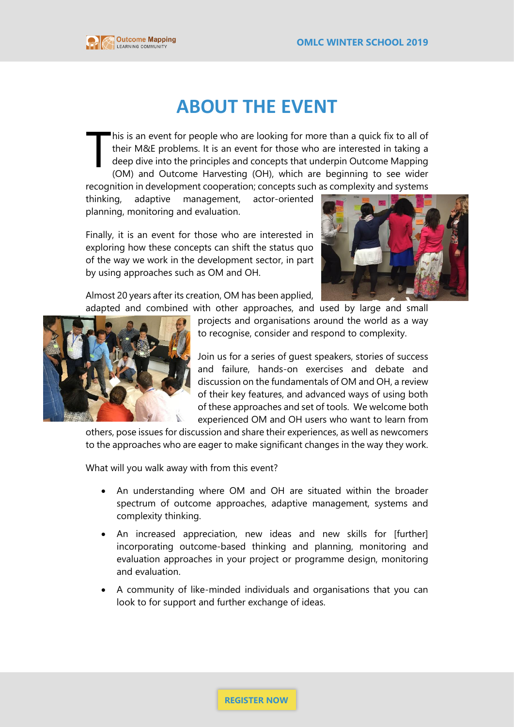# ABOUT THE EVENT

This is an event for people who are looking for more than a quick fix to all of their M&E problems. It is an event for those who are interested in taking a deep dive into the principles and concepts that underpin Outcome Mapping (OM) and Outcome Harvesting (OH), which are beginning to see wider recognition in development cooperation; concepts such as complexity and systems thinking, adaptive management, actor-oriented planning, monitoring and evaluation.

Finally, it is an event for those who are interested in exploring how these concepts can shift the status quo of the way we work in the development sector, in part by using approaches such as OM and OH.

Almost 20 years after its creation, OM has been applied, adapted and combined with other approaches, and used by large and small projects and organisations around the world as a way to recognise, consider and respond to complexity.

Join us for a series of guest speakers, stories of success and failure, hands-on exercises and debate and discussion on the fundamentals of OM and OH, a review of their key features, and advanced ways of using both of these approaches and set of tools. We welcome both experienced OM and OH users who want to learn from others, pose issues for discussion and share their experiences, as well as newcomers to the approaches who are eager to make significant changes in the way they work.

What will you walk away with from this event?

- An understanding where OM and OH are situated within the broader spectrum of outcome approaches, adaptive management, systems and complexity thinking.
- An increased appreciation, new ideas and new skills for [further] incorporating outcome-based thinking and planning, monitoring and evaluation approaches in your project or programme design, monitoring and evaluation.
- A community of like-minded individuals and organisations that you can look to for support and further exchange of ideas.

REGISTER NOW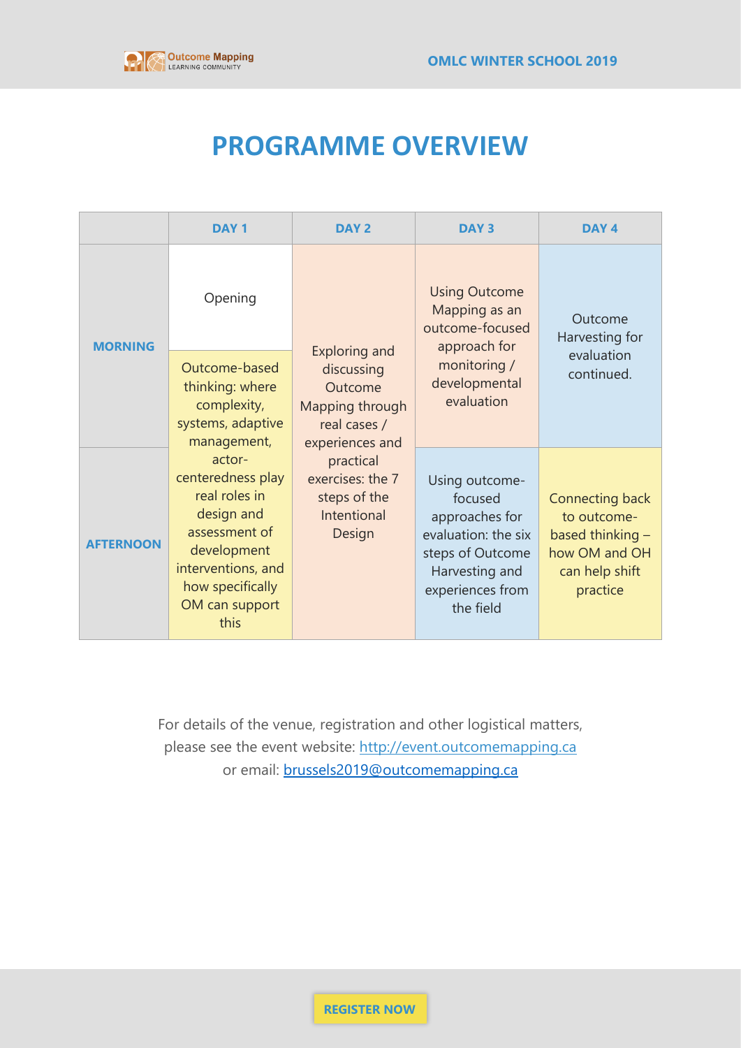# PROGRAMME OVERVIEW

| | DAY 1 | DAY 2 | DAY 3 | DAY 4 |
|---|---|---|---|---|
| **MORNING** | Opening<br><br>Outcome-based thinking: where complexity, systems, adaptive management, actor-centeredness play real roles in design and assessment of development interventions, and how specifically OM can support this | Exploring and discussing Outcome Mapping through real cases / experiences and practical exercises: the 7 steps of the Intentional Design | Using Outcome Mapping as an outcome-focused approach for monitoring / developmental evaluation | Outcome Harvesting for evaluation continued. |
| **AFTERNOON** | | | Using outcome-focused approaches for evaluation: the six steps of Outcome Harvesting and experiences from the field | Connecting back to outcome-based thinking – how OM and OH can help shift practice |

For details of the venue, registration and other logistical matters, please see the event website: [http://event.outcomemapping.ca](http://event.outcomemapping.ca) or email: [brussels2019@outcomemapping.ca](mailto:brussels2019@outcomemapping.ca)

REGISTER NOW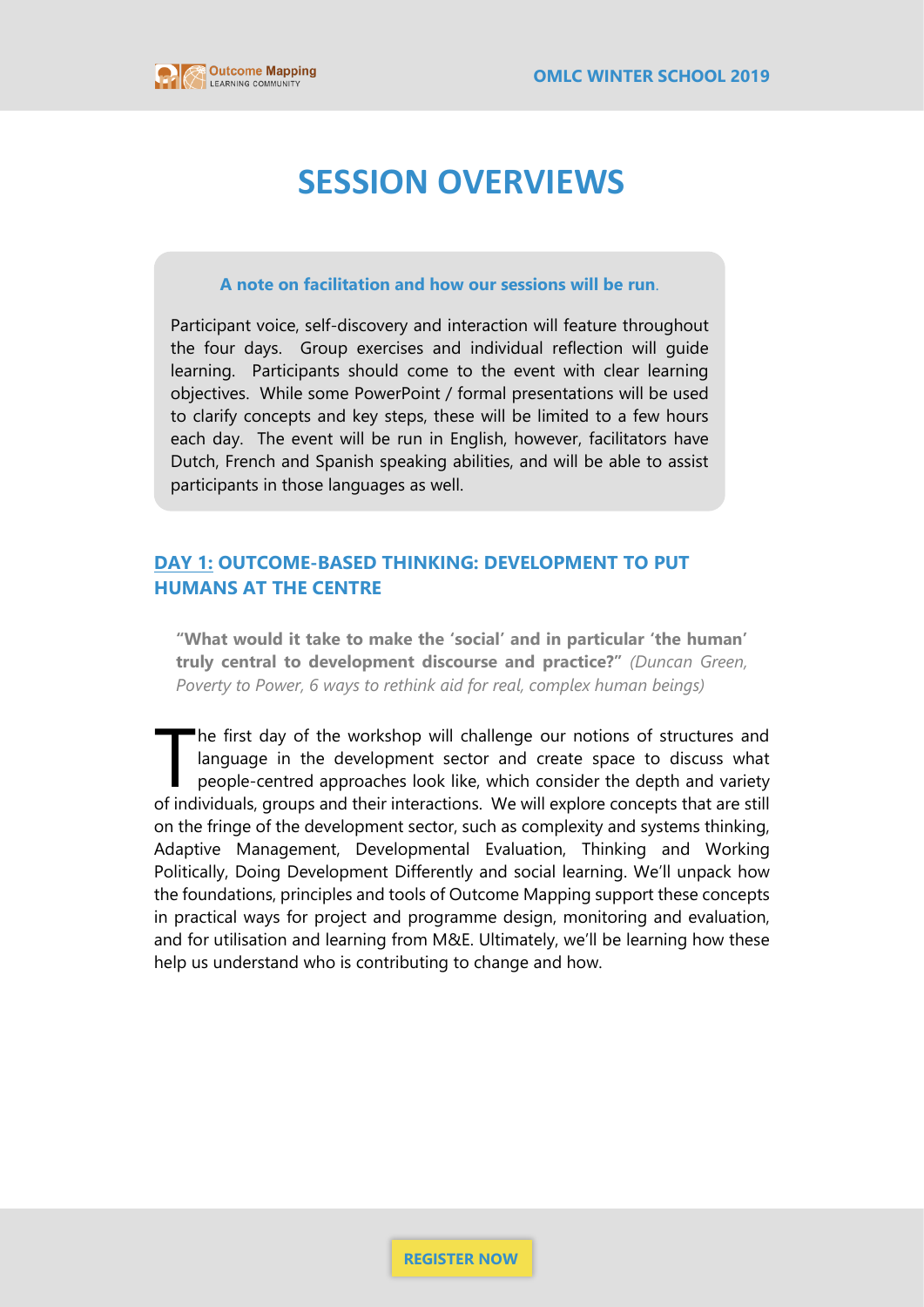# SESSION OVERVIEWS

**A note on facilitation and how our sessions will be run.**

Participant voice, self-discovery and interaction will feature throughout the four days. Group exercises and individual reflection will guide learning. Participants should come to the event with clear learning objectives. While some PowerPoint / formal presentations will be used to clarify concepts and key steps, these will be limited to a few hours each day. The event will be run in English, however, facilitators have Dutch, French and Spanish speaking abilities, and will be able to assist participants in those languages as well.

## DAY 1: OUTCOME-BASED THINKING: DEVELOPMENT TO PUT HUMANS AT THE CENTRE

> **"What would it take to make the 'social' and in particular 'the human' truly central to development discourse and practice?"** *(Duncan Green, Poverty to Power, 6 ways to rethink aid for real, complex human beings)*

The first day of the workshop will challenge our notions of structures and language in the development sector and create space to discuss what people-centred approaches look like, which consider the depth and variety of individuals, groups and their interactions. We will explore concepts that are still on the fringe of the development sector, such as complexity and systems thinking, Adaptive Management, Developmental Evaluation, Thinking and Working Politically, Doing Development Differently and social learning. We'll unpack how the foundations, principles and tools of Outcome Mapping support these concepts in practical ways for project and programme design, monitoring and evaluation, and for utilisation and learning from M&E. Ultimately, we'll be learning how these help us understand who is contributing to change and how.

REGISTER NOW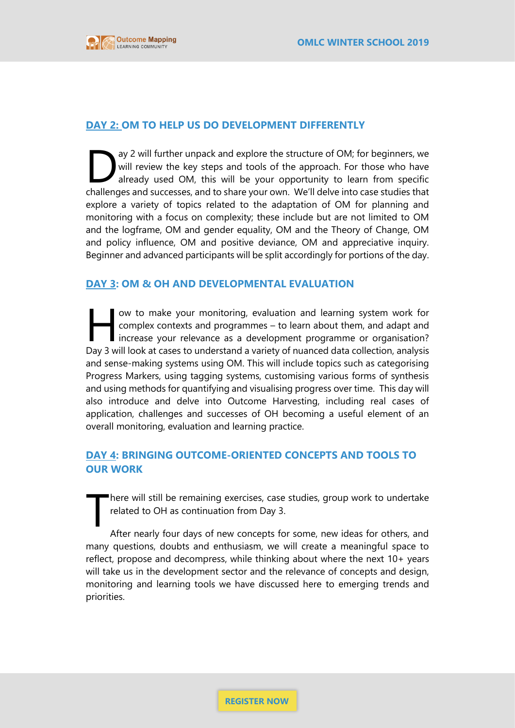## DAY 2: OM TO HELP US DO DEVELOPMENT DIFFERENTLY

Day 2 will further unpack and explore the structure of OM; for beginners, we will review the key steps and tools of the approach. For those who have already used OM, this will be your opportunity to learn from specific challenges and successes, and to share your own. We'll delve into case studies that explore a variety of topics related to the adaptation of OM for planning and monitoring with a focus on complexity; these include but are not limited to OM and the logframe, OM and gender equality, OM and the Theory of Change, OM and policy influence, OM and positive deviance, OM and appreciative inquiry. Beginner and advanced participants will be split accordingly for portions of the day.

## DAY 3: OM & OH AND DEVELOPMENTAL EVALUATION

How to make your monitoring, evaluation and learning system work for complex contexts and programmes – to learn about them, and adapt and increase your relevance as a development programme or organisation? Day 3 will look at cases to understand a variety of nuanced data collection, analysis and sense-making systems using OM. This will include topics such as categorising Progress Markers, using tagging systems, customising various forms of synthesis and using methods for quantifying and visualising progress over time. This day will also introduce and delve into Outcome Harvesting, including real cases of application, challenges and successes of OH becoming a useful element of an overall monitoring, evaluation and learning practice.

## DAY 4: BRINGING OUTCOME-ORIENTED CONCEPTS AND TOOLS TO OUR WORK

There will still be remaining exercises, case studies, group work to undertake related to OH as continuation from Day 3.

After nearly four days of new concepts for some, new ideas for others, and many questions, doubts and enthusiasm, we will create a meaningful space to reflect, propose and decompress, while thinking about where the next 10+ years will take us in the development sector and the relevance of concepts and design, monitoring and learning tools we have discussed here to emerging trends and priorities.

REGISTER NOW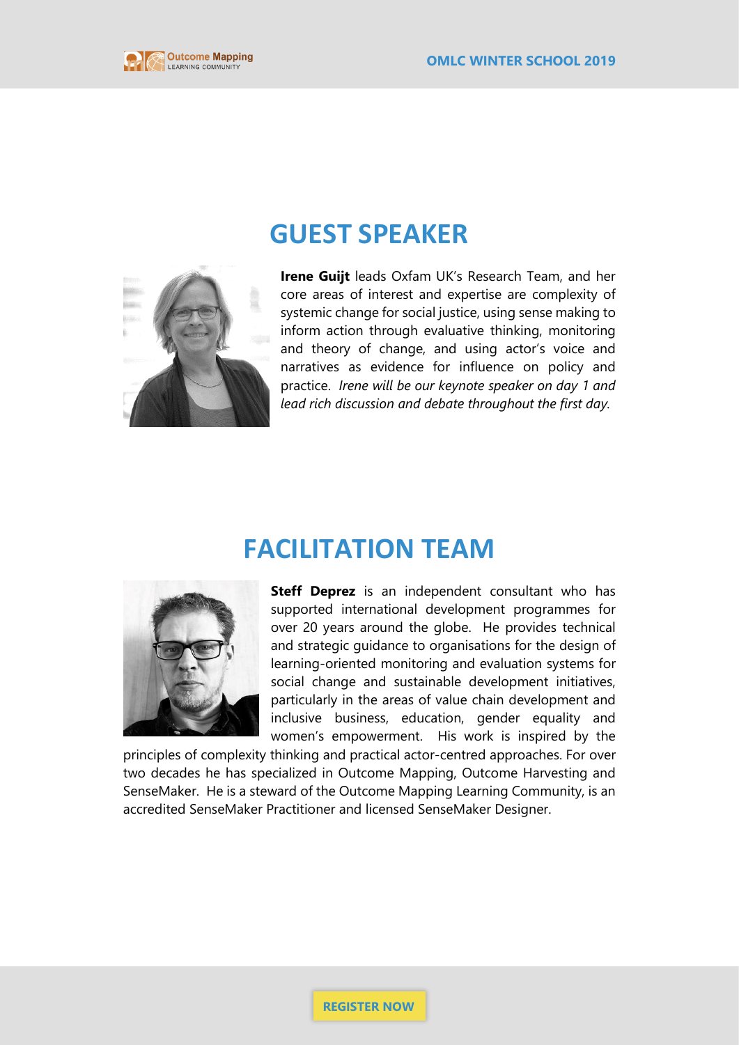## GUEST SPEAKER

**Irene Guijt** leads Oxfam UK's Research Team, and her core areas of interest and expertise are complexity of systemic change for social justice, using sense making to inform action through evaluative thinking, monitoring and theory of change, and using actor's voice and narratives as evidence for influence on policy and practice. *Irene will be our keynote speaker on day 1 and lead rich discussion and debate throughout the first day.*

## FACILITATION TEAM

**Steff Deprez** is an independent consultant who has supported international development programmes for over 20 years around the globe. He provides technical and strategic guidance to organisations for the design of learning-oriented monitoring and evaluation systems for social change and sustainable development initiatives, particularly in the areas of value chain development and inclusive business, education, gender equality and women's empowerment. His work is inspired by the principles of complexity thinking and practical actor-centred approaches. For over two decades he has specialized in Outcome Mapping, Outcome Harvesting and SenseMaker. He is a steward of the Outcome Mapping Learning Community, is an accredited SenseMaker Practitioner and licensed SenseMaker Designer.

REGISTER NOW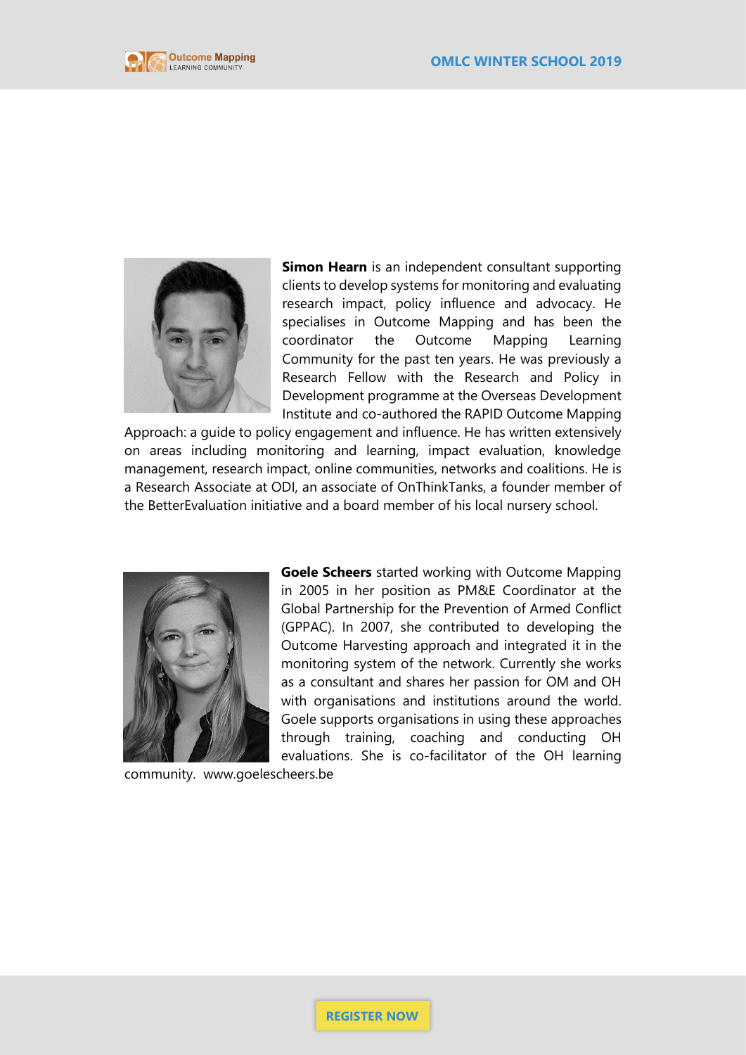**Simon Hearn** is an independent consultant supporting clients to develop systems for monitoring and evaluating research impact, policy influence and advocacy. He specialises in Outcome Mapping and has been the coordinator the Outcome Mapping Learning Community for the past ten years. He was previously a Research Fellow with the Research and Policy in Development programme at the Overseas Development Institute and co-authored the RAPID Outcome Mapping Approach: a guide to policy engagement and influence. He has written extensively on areas including monitoring and learning, impact evaluation, knowledge management, research impact, online communities, networks and coalitions. He is a Research Associate at ODI, an associate of OnThinkTanks, a founder member of the BetterEvaluation initiative and a board member of his local nursery school.

**Goele Scheers** started working with Outcome Mapping in 2005 in her position as PM&E Coordinator at the Global Partnership for the Prevention of Armed Conflict (GPPAC). In 2007, she contributed to developing the Outcome Harvesting approach and integrated it in the monitoring system of the network. Currently she works as a consultant and shares her passion for OM and OH with organisations and institutions around the world. Goele supports organisations in using these approaches through training, coaching and conducting OH evaluations. She is co-facilitator of the OH learning community. www.goelescheers.be

REGISTER NOW